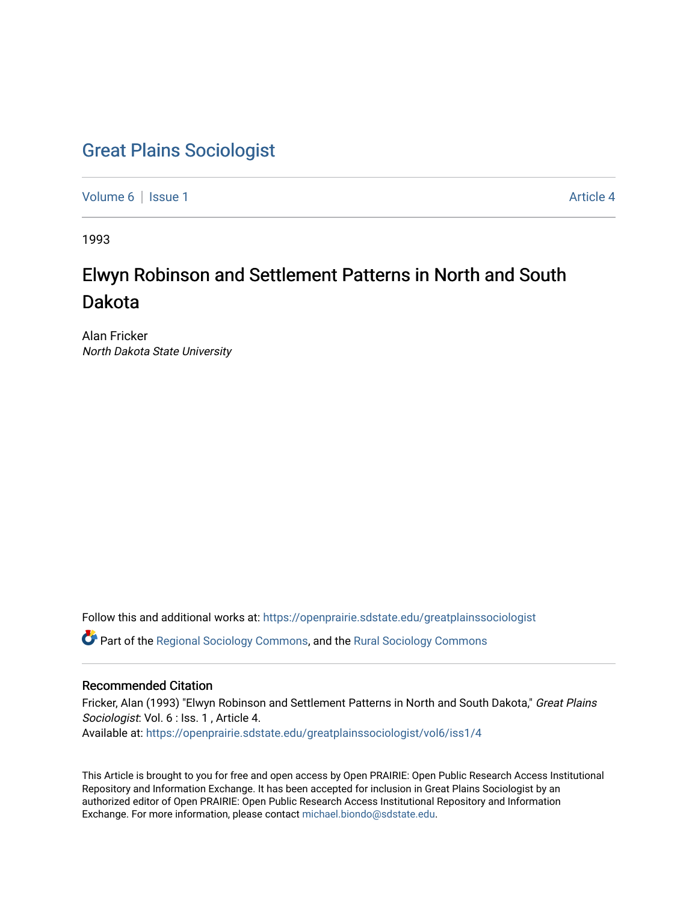# Great Plains Sociologist

Volume 6 | Issue 1 Article 4

1993

## Elwyn Robinson and Settlement Patterns in North and South Dakota

Alan Fricker
*North Dakota State University*

Follow this and additional works at: https://openprairie.sdstate.edu/greatplainssociologist

Part of the Regional Sociology Commons, and the Rural Sociology Commons

### Recommended Citation

Fricker, Alan (1993) "Elwyn Robinson and Settlement Patterns in North and South Dakota," *Great Plains Sociologist*: Vol. 6 : Iss. 1 , Article 4.
Available at: https://openprairie.sdstate.edu/greatplainssociologist/vol6/iss1/4

This Article is brought to you for free and open access by Open PRAIRIE: Open Public Research Access Institutional Repository and Information Exchange. It has been accepted for inclusion in Great Plains Sociologist by an authorized editor of Open PRAIRIE: Open Public Research Access Institutional Repository and Information Exchange. For more information, please contact michael.biondo@sdstate.edu.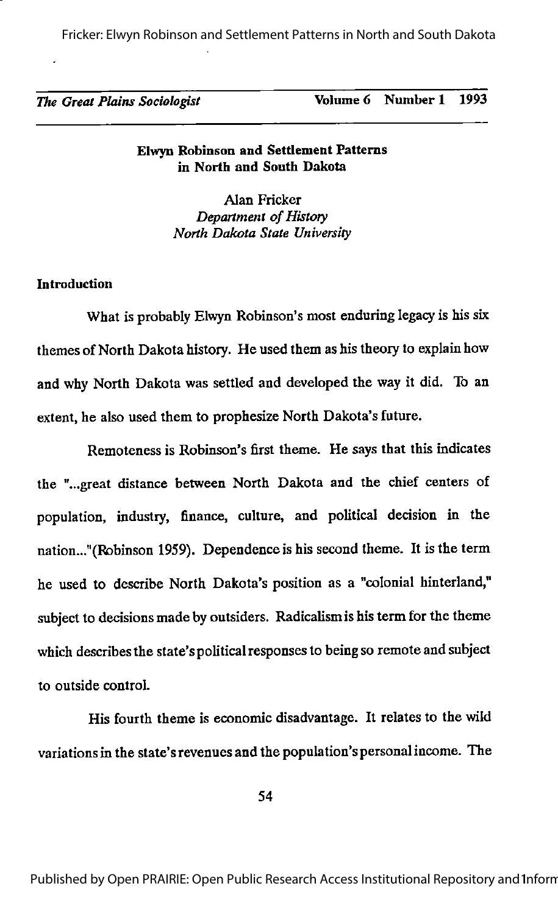# Elwyn Robinson and Settlement Patterns in North and South Dakota

Alan Fricker
*Department of History*
*North Dakota State University*

## Introduction

What is probably Elwyn Robinson's most enduring legacy is his six themes of North Dakota history. He used them as his theory to explain how and why North Dakota was settled and developed the way it did. To an extent, he also used them to prophesize North Dakota's future.

Remoteness is Robinson's first theme. He says that this indicates the "...great distance between North Dakota and the chief centers of population, industry, finance, culture, and political decision in the nation..."(Robinson 1959). Dependence is his second theme. It is the term he used to describe North Dakota's position as a "colonial hinterland," subject to decisions made by outsiders. Radicalism is his term for the theme which describes the state's political responses to being so remote and subject to outside control.

His fourth theme is economic disadvantage. It relates to the wild variations in the state's revenues and the population's personal income. The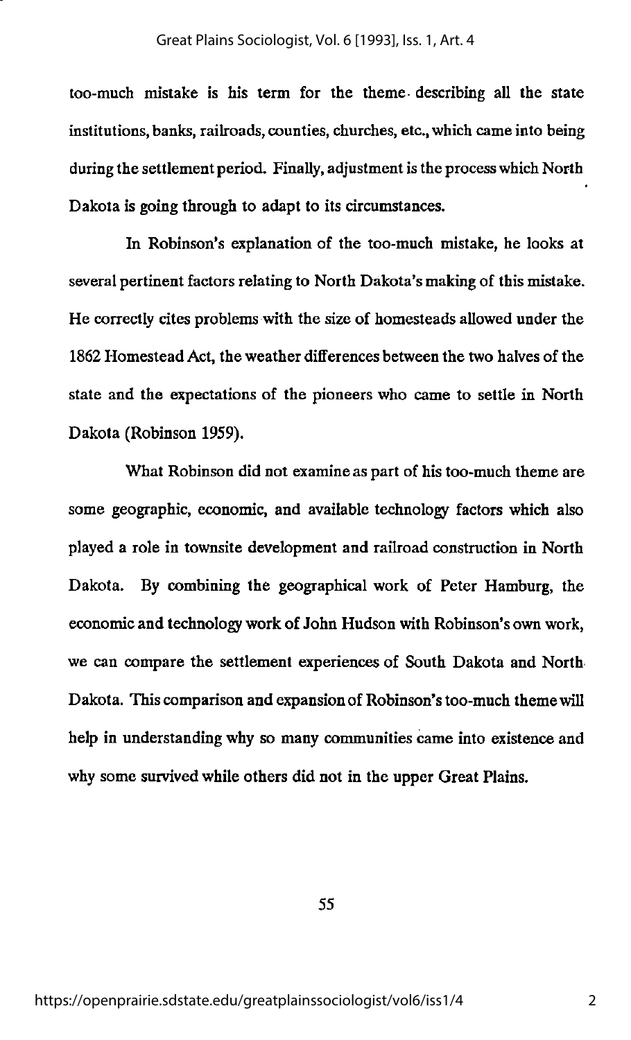too-much mistake is his term for the theme describing all the state institutions, banks, railroads, counties, churches, etc., which came into being during the settlement period. Finally, adjustment is the process which North Dakota is going through to adapt to its circumstances.

In Robinson's explanation of the too-much mistake, he looks at several pertinent factors relating to North Dakota's making of this mistake. He correctly cites problems with the size of homesteads allowed under the 1862 Homestead Act, the weather differences between the two halves of the state and the expectations of the pioneers who came to settle in North Dakota (Robinson 1959).

What Robinson did not examine as part of his too-much theme are some geographic, economic, and available technology factors which also played a role in townsite development and railroad construction in North Dakota. By combining the geographical work of Peter Hamburg, the economic and technology work of John Hudson with Robinson's own work, we can compare the settlement experiences of South Dakota and North Dakota. This comparison and expansion of Robinson's too-much theme will help in understanding why so many communities came into existence and why some survived while others did not in the upper Great Plains.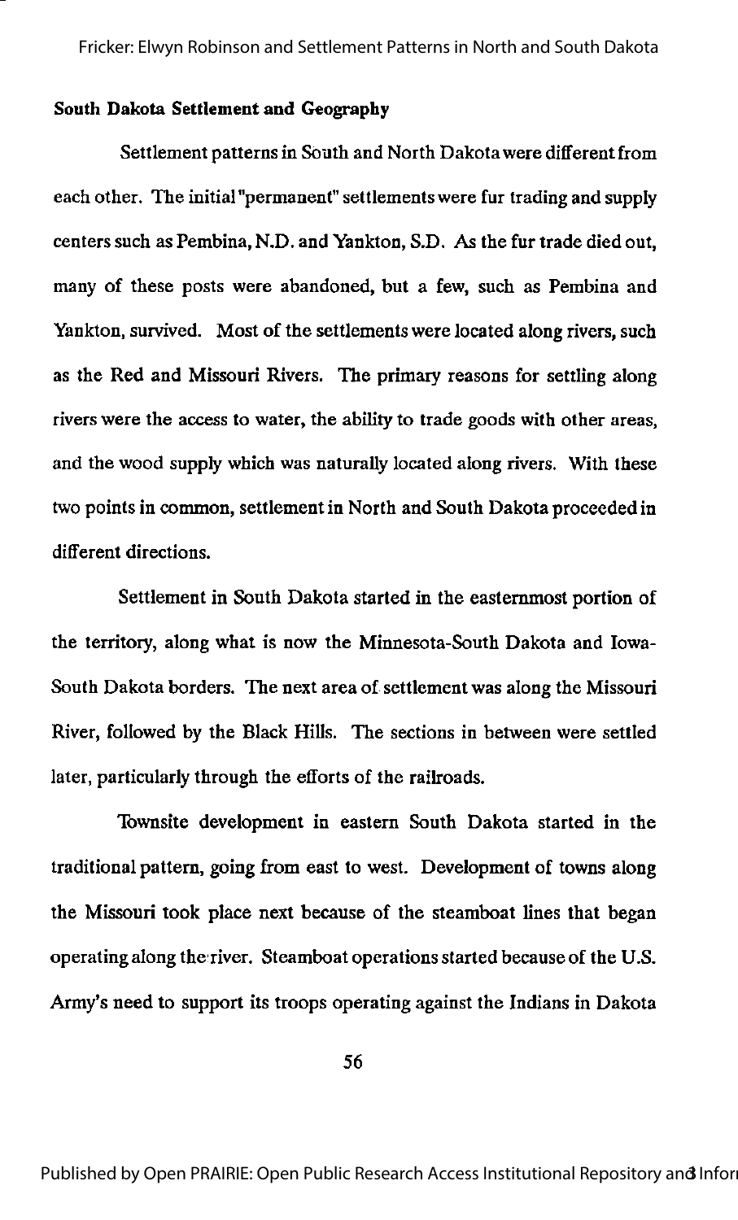## South Dakota Settlement and Geography

Settlement patterns in South and North Dakota were different from each other. The initial "permanent" settlements were fur trading and supply centers such as Pembina, N.D. and Yankton, S.D. As the fur trade died out, many of these posts were abandoned, but a few, such as Pembina and Yankton, survived. Most of the settlements were located along rivers, such as the Red and Missouri Rivers. The primary reasons for settling along rivers were the access to water, the ability to trade goods with other areas, and the wood supply which was naturally located along rivers. With these two points in common, settlement in North and South Dakota proceeded in different directions.

Settlement in South Dakota started in the easternmost portion of the territory, along what is now the Minnesota-South Dakota and Iowa-South Dakota borders. The next area of settlement was along the Missouri River, followed by the Black Hills. The sections in between were settled later, particularly through the efforts of the railroads.

Townsite development in eastern South Dakota started in the traditional pattern, going from east to west. Development of towns along the Missouri took place next because of the steamboat lines that began operating along the river. Steamboat operations started because of the U.S. Army's need to support its troops operating against the Indians in Dakota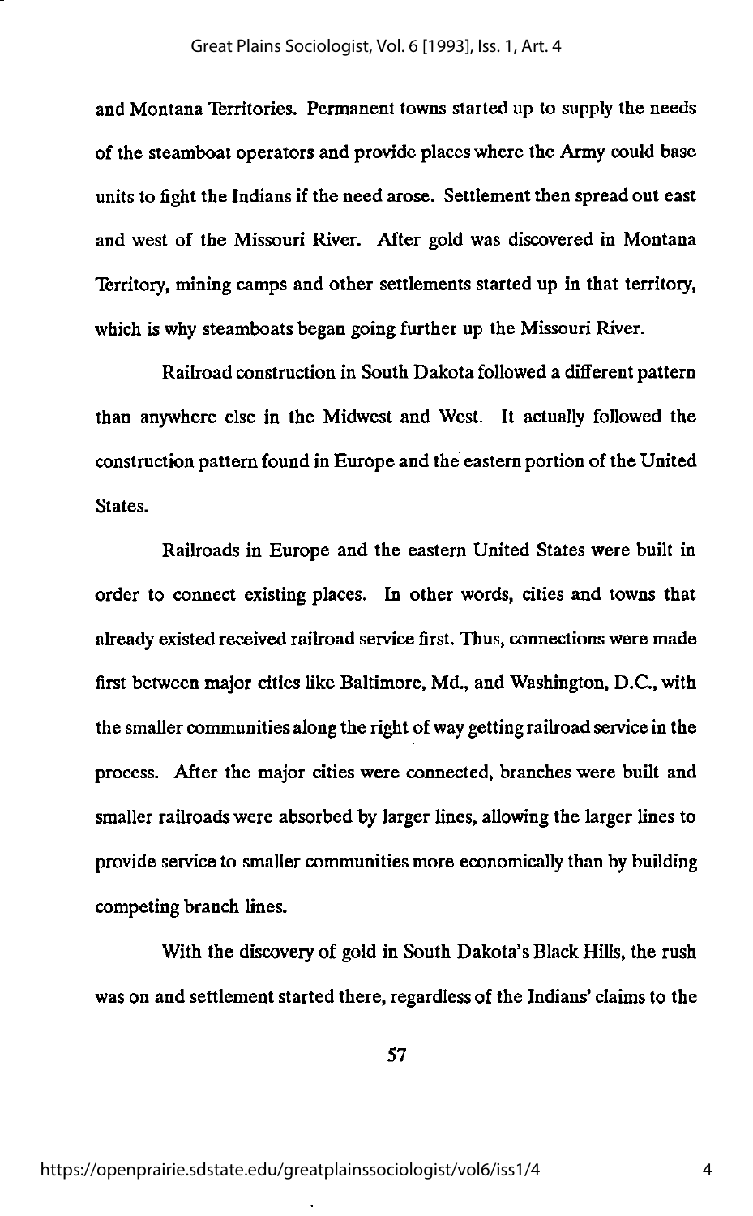and Montana Territories. Permanent towns started up to supply the needs of the steamboat operators and provide places where the Army could base units to fight the Indians if the need arose. Settlement then spread out east and west of the Missouri River. After gold was discovered in Montana Territory, mining camps and other settlements started up in that territory, which is why steamboats began going further up the Missouri River.

Railroad construction in South Dakota followed a different pattern than anywhere else in the Midwest and West. It actually followed the construction pattern found in Europe and the eastern portion of the United States.

Railroads in Europe and the eastern United States were built in order to connect existing places. In other words, cities and towns that already existed received railroad service first. Thus, connections were made first between major cities like Baltimore, Md., and Washington, D.C., with the smaller communities along the right of way getting railroad service in the process. After the major cities were connected, branches were built and smaller railroads were absorbed by larger lines, allowing the larger lines to provide service to smaller communities more economically than by building competing branch lines.

With the discovery of gold in South Dakota's Black Hills, the rush was on and settlement started there, regardless of the Indians' claims to the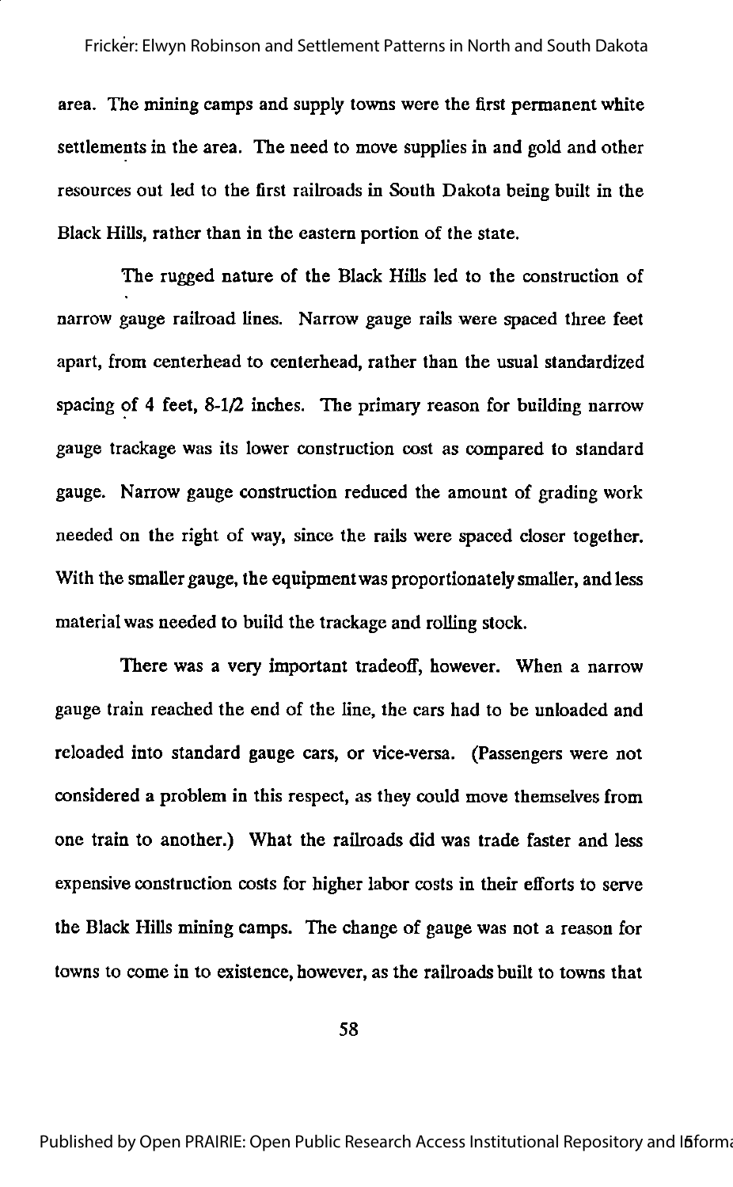area. The mining camps and supply towns were the first permanent white settlements in the area. The need to move supplies in and gold and other resources out led to the first railroads in South Dakota being built in the Black Hills, rather than in the eastern portion of the state.

The rugged nature of the Black Hills led to the construction of narrow gauge railroad lines. Narrow gauge rails were spaced three feet apart, from centerhead to centerhead, rather than the usual standardized spacing of 4 feet, 8-1/2 inches. The primary reason for building narrow gauge trackage was its lower construction cost as compared to standard gauge. Narrow gauge construction reduced the amount of grading work needed on the right of way, since the rails were spaced closer together. With the smaller gauge, the equipment was proportionately smaller, and less material was needed to build the trackage and rolling stock.

There was a very important tradeoff, however. When a narrow gauge train reached the end of the line, the cars had to be unloaded and reloaded into standard gauge cars, or vice-versa. (Passengers were not considered a problem in this respect, as they could move themselves from one train to another.) What the railroads did was trade faster and less expensive construction costs for higher labor costs in their efforts to serve the Black Hills mining camps. The change of gauge was not a reason for towns to come in to existence, however, as the railroads built to towns that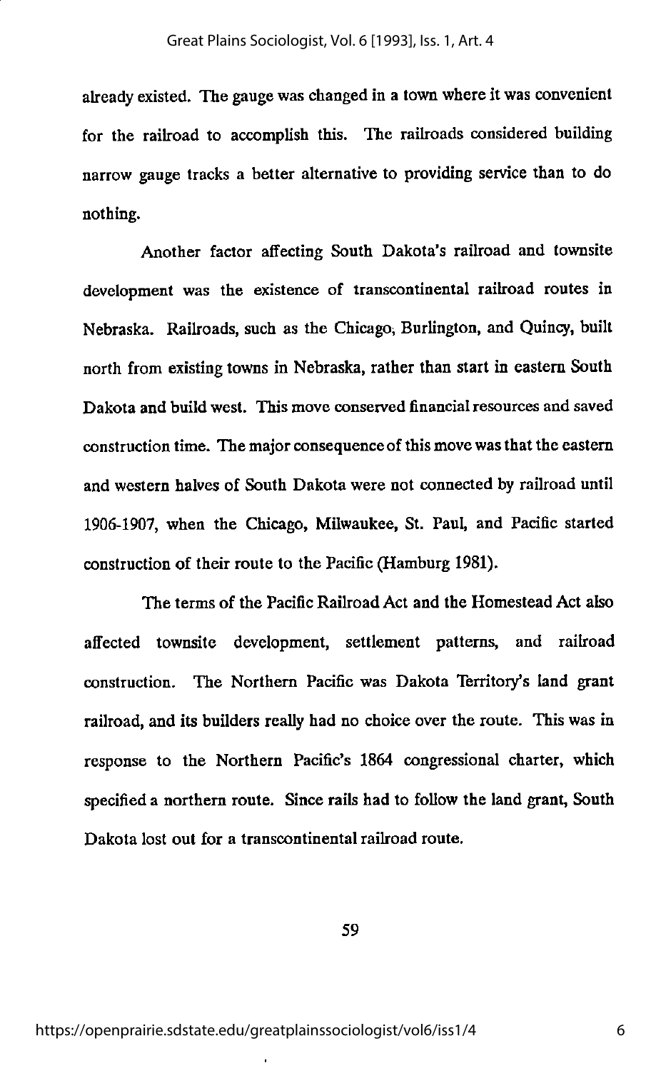already existed. The gauge was changed in a town where it was convenient for the railroad to accomplish this. The railroads considered building narrow gauge tracks a better alternative to providing service than to do nothing.

Another factor affecting South Dakota's railroad and townsite development was the existence of transcontinental railroad routes in Nebraska. Railroads, such as the Chicago, Burlington, and Quincy, built north from existing towns in Nebraska, rather than start in eastern South Dakota and build west. This move conserved financial resources and saved construction time. The major consequence of this move was that the eastern and western halves of South Dakota were not connected by railroad until 1906-1907, when the Chicago, Milwaukee, St. Paul, and Pacific started construction of their route to the Pacific (Hamburg 1981).

The terms of the Pacific Railroad Act and the Homestead Act also affected townsite development, settlement patterns, and railroad construction. The Northern Pacific was Dakota Territory's land grant railroad, and its builders really had no choice over the route. This was in response to the Northern Pacific's 1864 congressional charter, which specified a northern route. Since rails had to follow the land grant, South Dakota lost out for a transcontinental railroad route.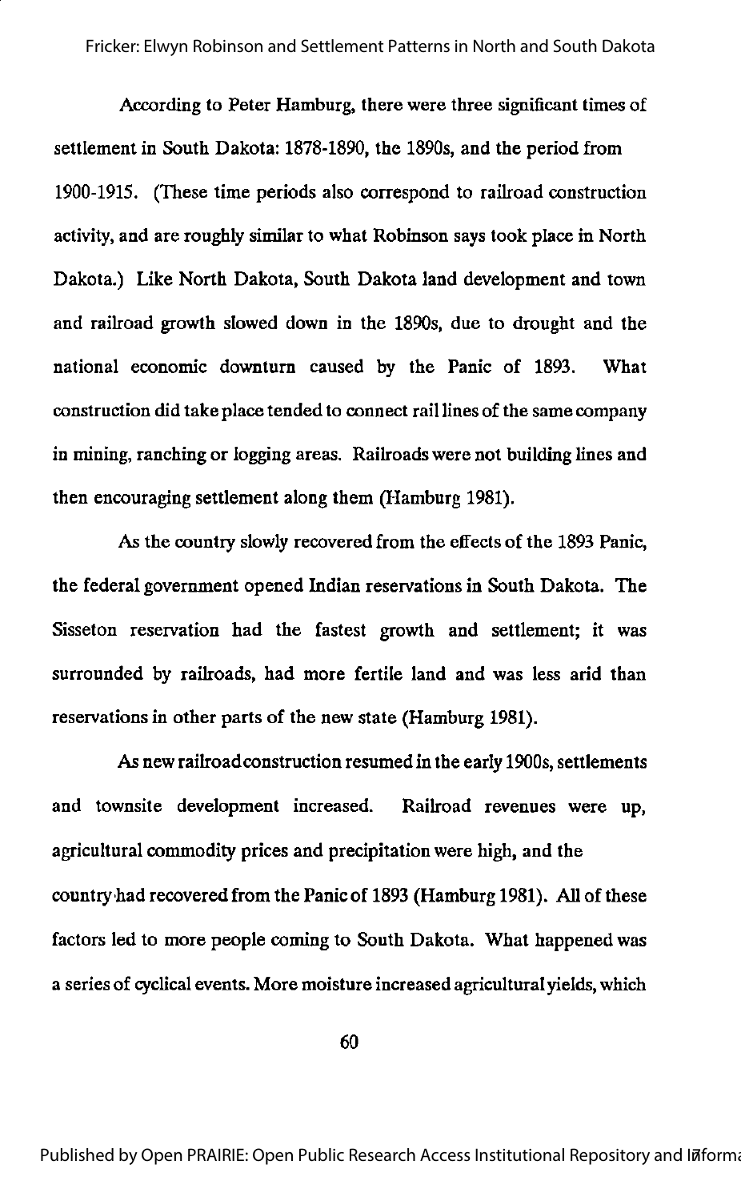According to Peter Hamburg, there were three significant times of settlement in South Dakota: 1878-1890, the 1890s, and the period from 1900-1915. (These time periods also correspond to railroad construction activity, and are roughly similar to what Robinson says took place in North Dakota.) Like North Dakota, South Dakota land development and town and railroad growth slowed down in the 1890s, due to drought and the national economic downturn caused by the Panic of 1893. What construction did take place tended to connect rail lines of the same company in mining, ranching or logging areas. Railroads were not building lines and then encouraging settlement along them (Hamburg 1981).

As the country slowly recovered from the effects of the 1893 Panic, the federal government opened Indian reservations in South Dakota. The Sisseton reservation had the fastest growth and settlement; it was surrounded by railroads, had more fertile land and was less arid than reservations in other parts of the new state (Hamburg 1981).

As new railroad construction resumed in the early 1900s, settlements and townsite development increased. Railroad revenues were up, agricultural commodity prices and precipitation were high, and the country had recovered from the Panic of 1893 (Hamburg 1981). All of these factors led to more people coming to South Dakota. What happened was a series of cyclical events. More moisture increased agricultural yields, which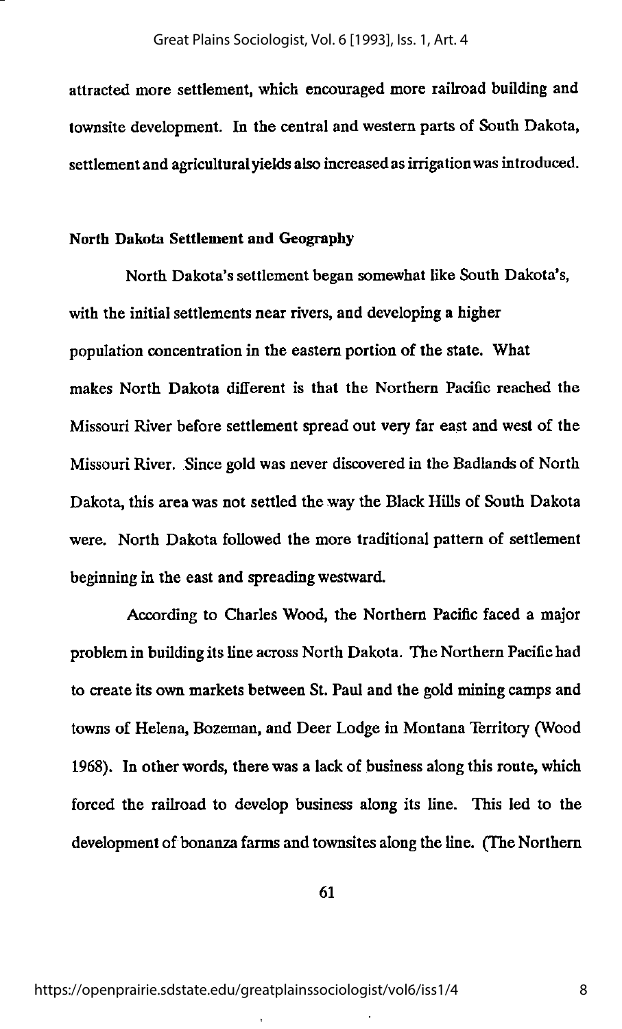attracted more settlement, which encouraged more railroad building and townsite development. In the central and western parts of South Dakota, settlement and agricultural yields also increased as irrigation was introduced.

### North Dakota Settlement and Geography

North Dakota's settlement began somewhat like South Dakota's, with the initial settlements near rivers, and developing a higher population concentration in the eastern portion of the state. What makes North Dakota different is that the Northern Pacific reached the Missouri River before settlement spread out very far east and west of the Missouri River. Since gold was never discovered in the Badlands of North Dakota, this area was not settled the way the Black Hills of South Dakota were. North Dakota followed the more traditional pattern of settlement beginning in the east and spreading westward.

According to Charles Wood, the Northern Pacific faced a major problem in building its line across North Dakota. The Northern Pacific had to create its own markets between St. Paul and the gold mining camps and towns of Helena, Bozeman, and Deer Lodge in Montana Territory (Wood 1968). In other words, there was a lack of business along this route, which forced the railroad to develop business along its line. This led to the development of bonanza farms and townsites along the line. (The Northern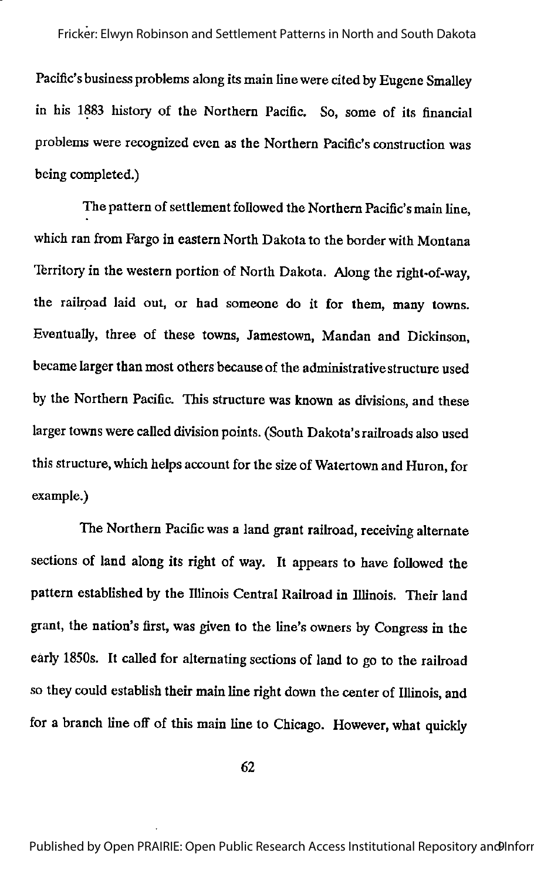Pacific's business problems along its main line were cited by Eugene Smalley in his 1883 history of the Northern Pacific. So, some of its financial problems were recognized even as the Northern Pacific's construction was being completed.)

The pattern of settlement followed the Northern Pacific's main line, which ran from Fargo in eastern North Dakota to the border with Montana Territory in the western portion of North Dakota. Along the right-of-way, the railroad laid out, or had someone do it for them, many towns. Eventually, three of these towns, Jamestown, Mandan and Dickinson, became larger than most others because of the administrative structure used by the Northern Pacific. This structure was known as divisions, and these larger towns were called division points. (South Dakota's railroads also used this structure, which helps account for the size of Watertown and Huron, for example.)

The Northern Pacific was a land grant railroad, receiving alternate sections of land along its right of way. It appears to have followed the pattern established by the Illinois Central Railroad in Illinois. Their land grant, the nation's first, was given to the line's owners by Congress in the early 1850s. It called for alternating sections of land to go to the railroad so they could establish their main line right down the center of Illinois, and for a branch line off of this main line to Chicago. However, what quickly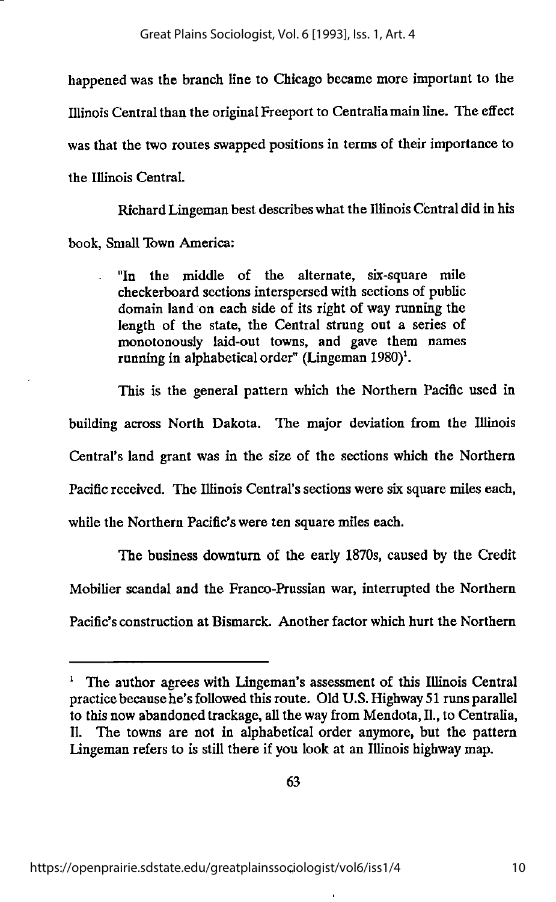happened was the branch line to Chicago became more important to the Illinois Central than the original Freeport to Centralia main line. The effect was that the two routes swapped positions in terms of their importance to the Illinois Central.

Richard Lingeman best describes what the Illinois Central did in his book, Small Town America:

> "In the middle of the alternate, six-square mile checkerboard sections interspersed with sections of public domain land on each side of its right of way running the length of the state, the Central strung out a series of monotonously laid-out towns, and gave them names running in alphabetical order" (Lingeman 1980)[1].

This is the general pattern which the Northern Pacific used in building across North Dakota. The major deviation from the Illinois Central's land grant was in the size of the sections which the Northern Pacific received. The Illinois Central's sections were six square miles each, while the Northern Pacific's were ten square miles each.

The business downturn of the early 1870s, caused by the Credit Mobilier scandal and the Franco-Prussian war, interrupted the Northern Pacific's construction at Bismarck. Another factor which hurt the Northern

---

[1] The author agrees with Lingeman's assessment of this Illinois Central practice because he's followed this route. Old U.S. Highway 51 runs parallel to this now abandoned trackage, all the way from Mendota, Il., to Centralia, Il. The towns are not in alphabetical order anymore, but the pattern Lingeman refers to is still there if you look at an Illinois highway map.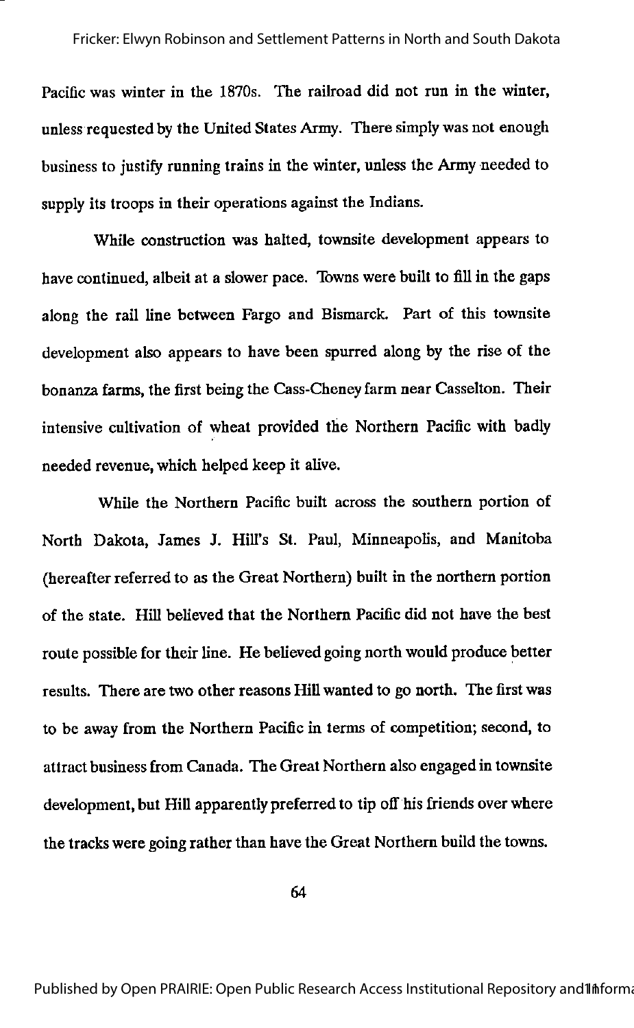Pacific was winter in the 1870s. The railroad did not run in the winter, unless requested by the United States Army. There simply was not enough business to justify running trains in the winter, unless the Army needed to supply its troops in their operations against the Indians.

While construction was halted, townsite development appears to have continued, albeit at a slower pace. Towns were built to fill in the gaps along the rail line between Fargo and Bismarck. Part of this townsite development also appears to have been spurred along by the rise of the bonanza farms, the first being the Cass-Cheney farm near Casselton. Their intensive cultivation of wheat provided the Northern Pacific with badly needed revenue, which helped keep it alive.

While the Northern Pacific built across the southern portion of North Dakota, James J. Hill's St. Paul, Minneapolis, and Manitoba (hereafter referred to as the Great Northern) built in the northern portion of the state. Hill believed that the Northern Pacific did not have the best route possible for their line. He believed going north would produce better results. There are two other reasons Hill wanted to go north. The first was to be away from the Northern Pacific in terms of competition; second, to attract business from Canada. The Great Northern also engaged in townsite development, but Hill apparently preferred to tip off his friends over where the tracks were going rather than have the Great Northern build the towns.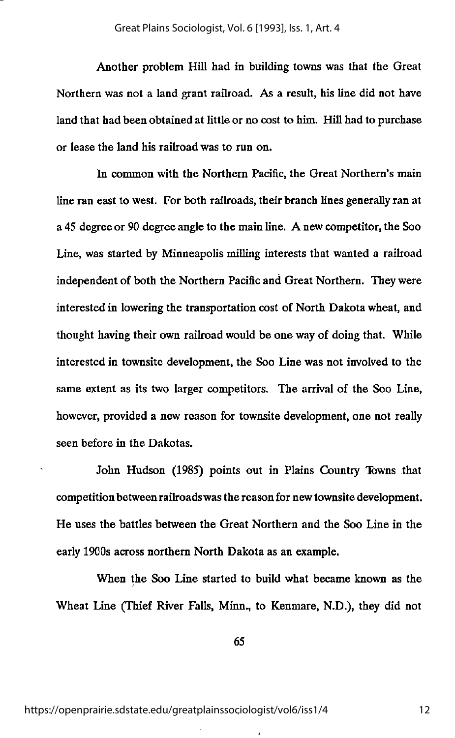Another problem Hill had in building towns was that the Great Northern was not a land grant railroad. As a result, his line did not have land that had been obtained at little or no cost to him. Hill had to purchase or lease the land his railroad was to run on.

In common with the Northern Pacific, the Great Northern's main line ran east to west. For both railroads, their branch lines generally ran at a 45 degree or 90 degree angle to the main line. A new competitor, the Soo Line, was started by Minneapolis milling interests that wanted a railroad independent of both the Northern Pacific and Great Northern. They were interested in lowering the transportation cost of North Dakota wheat, and thought having their own railroad would be one way of doing that. While interested in townsite development, the Soo Line was not involved to the same extent as its two larger competitors. The arrival of the Soo Line, however, provided a new reason for townsite development, one not really seen before in the Dakotas.

John Hudson (1985) points out in Plains Country Towns that competition between railroads was the reason for new townsite development. He uses the battles between the Great Northern and the Soo Line in the early 1900s across northern North Dakota as an example.

When the Soo Line started to build what became known as the Wheat Line (Thief River Falls, Minn., to Kenmare, N.D.), they did not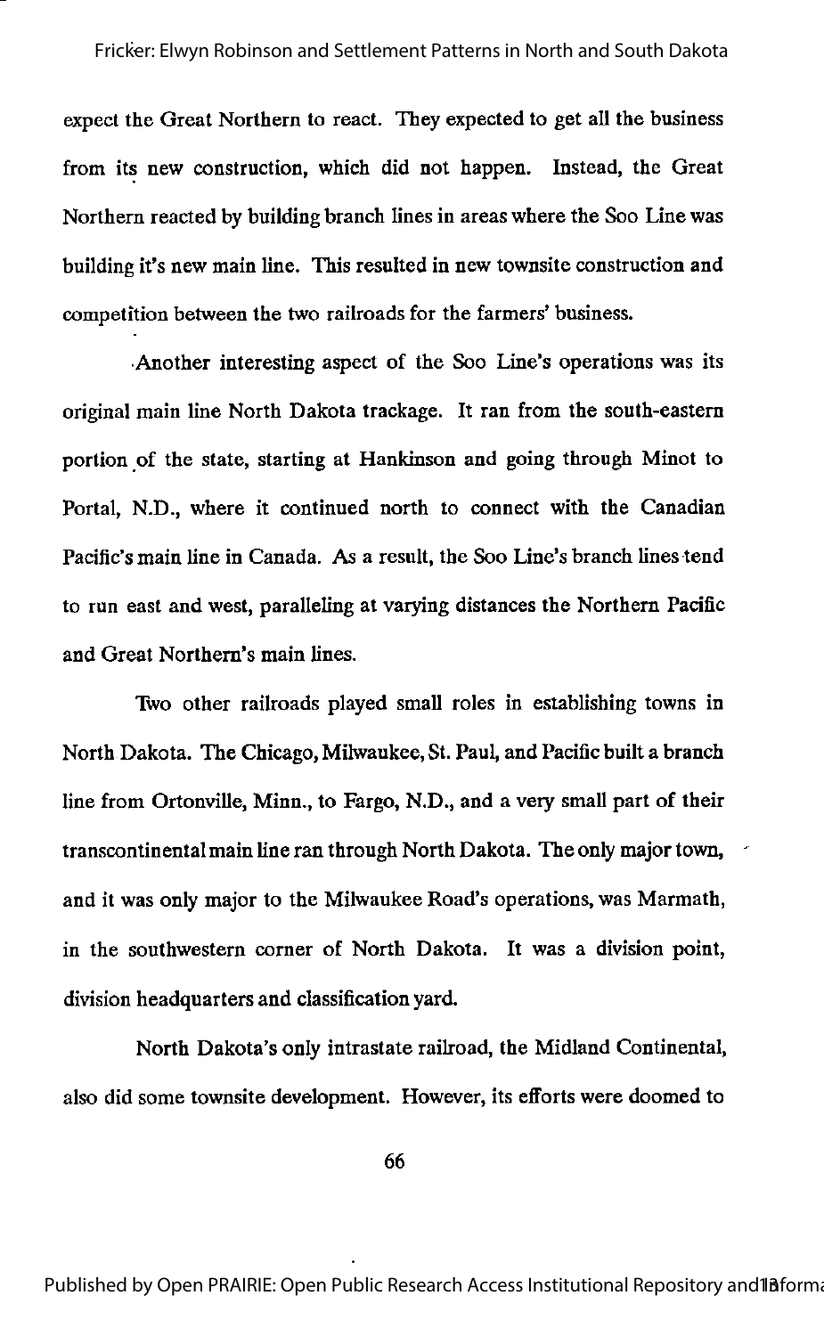expect the Great Northern to react. They expected to get all the business from its new construction, which did not happen. Instead, the Great Northern reacted by building branch lines in areas where the Soo Line was building it's new main line. This resulted in new townsite construction and competition between the two railroads for the farmers' business.

Another interesting aspect of the Soo Line's operations was its original main line North Dakota trackage. It ran from the south-eastern portion of the state, starting at Hankinson and going through Minot to Portal, N.D., where it continued north to connect with the Canadian Pacific's main line in Canada. As a result, the Soo Line's branch lines tend to run east and west, paralleling at varying distances the Northern Pacific and Great Northern's main lines.

Two other railroads played small roles in establishing towns in North Dakota. The Chicago, Milwaukee, St. Paul, and Pacific built a branch line from Ortonville, Minn., to Fargo, N.D., and a very small part of their transcontinental main line ran through North Dakota. The only major town, and it was only major to the Milwaukee Road's operations, was Marmath, in the southwestern corner of North Dakota. It was a division point, division headquarters and classification yard.

North Dakota's only intrastate railroad, the Midland Continental, also did some townsite development. However, its efforts were doomed to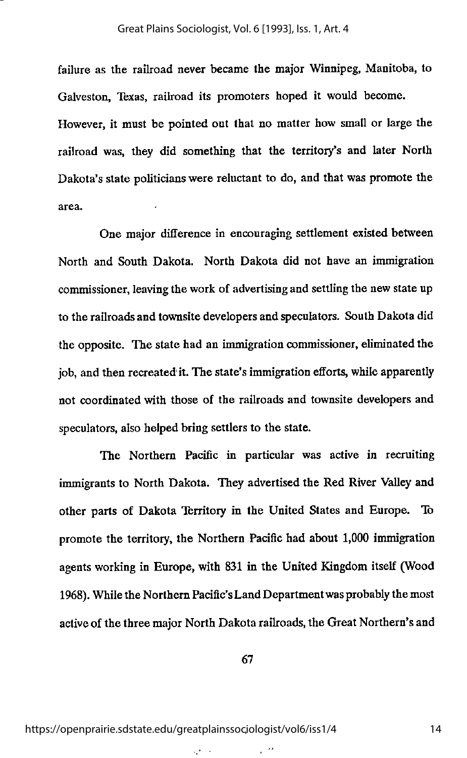failure as the railroad never became the major Winnipeg, Manitoba, to Galveston, Texas, railroad its promoters hoped it would become. However, it must be pointed out that no matter how small or large the railroad was, they did something that the territory's and later North Dakota's state politicians were reluctant to do, and that was promote the area.

One major difference in encouraging settlement existed between North and South Dakota. North Dakota did not have an immigration commissioner, leaving the work of advertising and settling the new state up to the railroads and townsite developers and speculators. South Dakota did the opposite. The state had an immigration commissioner, eliminated the job, and then recreated it. The state's immigration efforts, while apparently not coordinated with those of the railroads and townsite developers and speculators, also helped bring settlers to the state.

The Northern Pacific in particular was active in recruiting immigrants to North Dakota. They advertised the Red River Valley and other parts of Dakota Territory in the United States and Europe. To promote the territory, the Northern Pacific had about 1,000 immigration agents working in Europe, with 831 in the United Kingdom itself (Wood 1968). While the Northern Pacific's Land Department was probably the most active of the three major North Dakota railroads, the Great Northern's and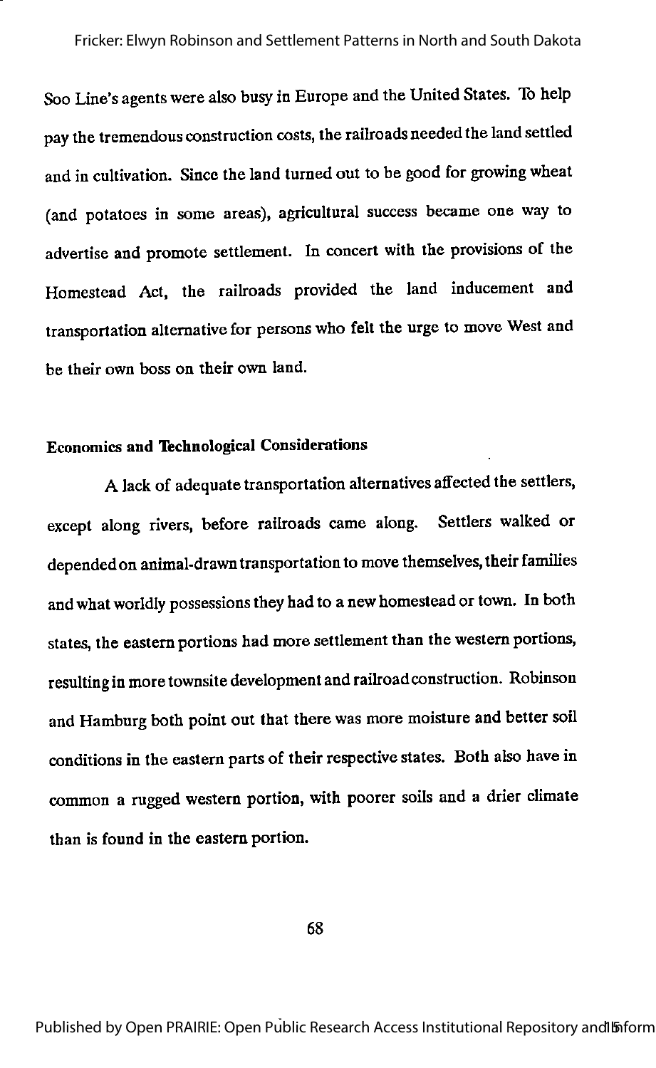Soo Line's agents were also busy in Europe and the United States. To help pay the tremendous construction costs, the railroads needed the land settled and in cultivation. Since the land turned out to be good for growing wheat (and potatoes in some areas), agricultural success became one way to advertise and promote settlement. In concert with the provisions of the Homestead Act, the railroads provided the land inducement and transportation alternative for persons who felt the urge to move West and be their own boss on their own land.

### Economics and Technological Considerations

A lack of adequate transportation alternatives affected the settlers, except along rivers, before railroads came along. Settlers walked or depended on animal-drawn transportation to move themselves, their families and what worldly possessions they had to a new homestead or town. In both states, the eastern portions had more settlement than the western portions, resulting in more townsite development and railroad construction. Robinson and Hamburg both point out that there was more moisture and better soil conditions in the eastern parts of their respective states. Both also have in common a rugged western portion, with poorer soils and a drier climate than is found in the eastern portion.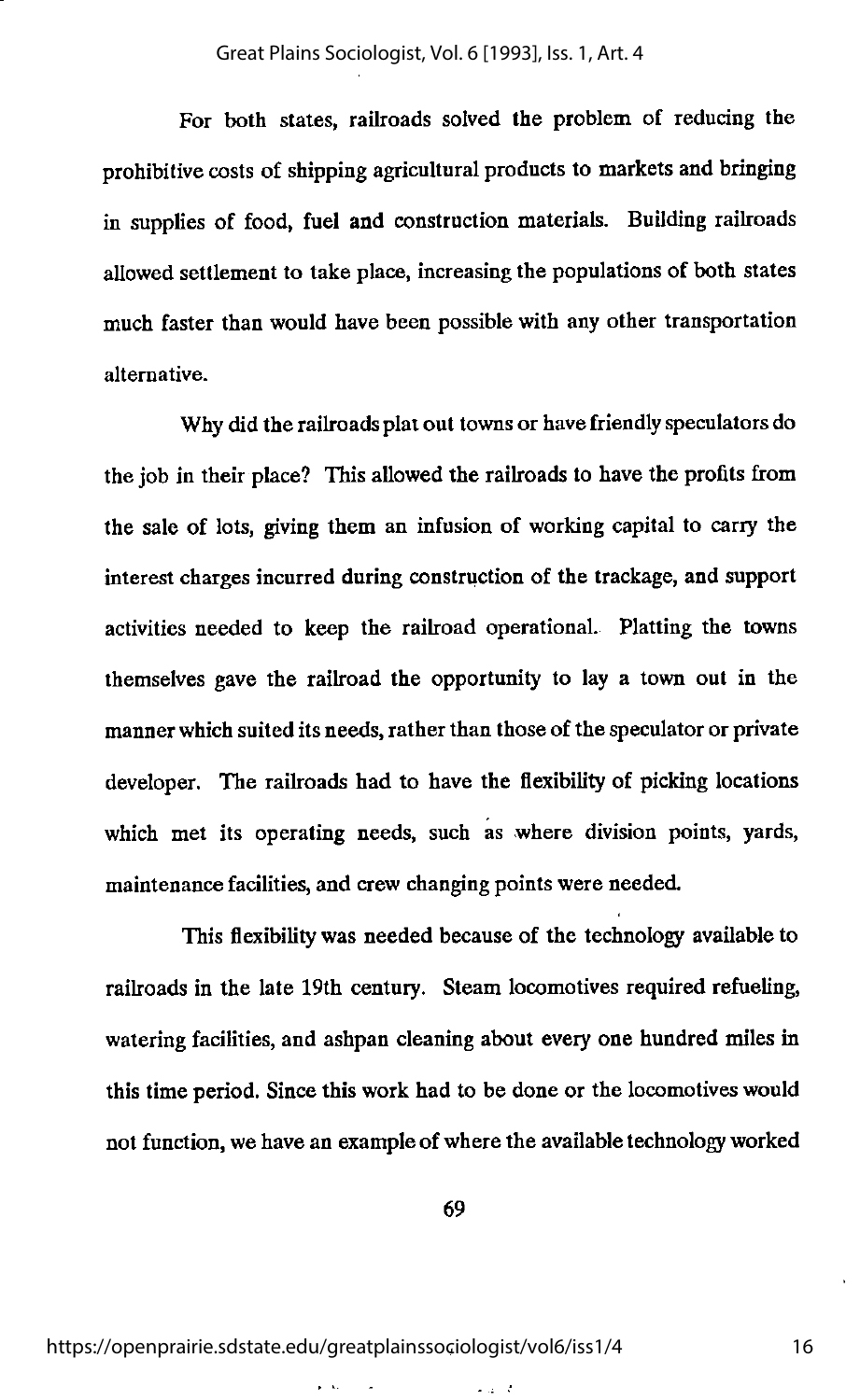For both states, railroads solved the problem of reducing the prohibitive costs of shipping agricultural products to markets and bringing in supplies of food, fuel and construction materials. Building railroads allowed settlement to take place, increasing the populations of both states much faster than would have been possible with any other transportation alternative.

Why did the railroads plat out towns or have friendly speculators do the job in their place? This allowed the railroads to have the profits from the sale of lots, giving them an infusion of working capital to carry the interest charges incurred during construction of the trackage, and support activities needed to keep the railroad operational. Platting the towns themselves gave the railroad the opportunity to lay a town out in the manner which suited its needs, rather than those of the speculator or private developer. The railroads had to have the flexibility of picking locations which met its operating needs, such as where division points, yards, maintenance facilities, and crew changing points were needed.

This flexibility was needed because of the technology available to railroads in the late 19th century. Steam locomotives required refueling, watering facilities, and ashpan cleaning about every one hundred miles in this time period. Since this work had to be done or the locomotives would not function, we have an example of where the available technology worked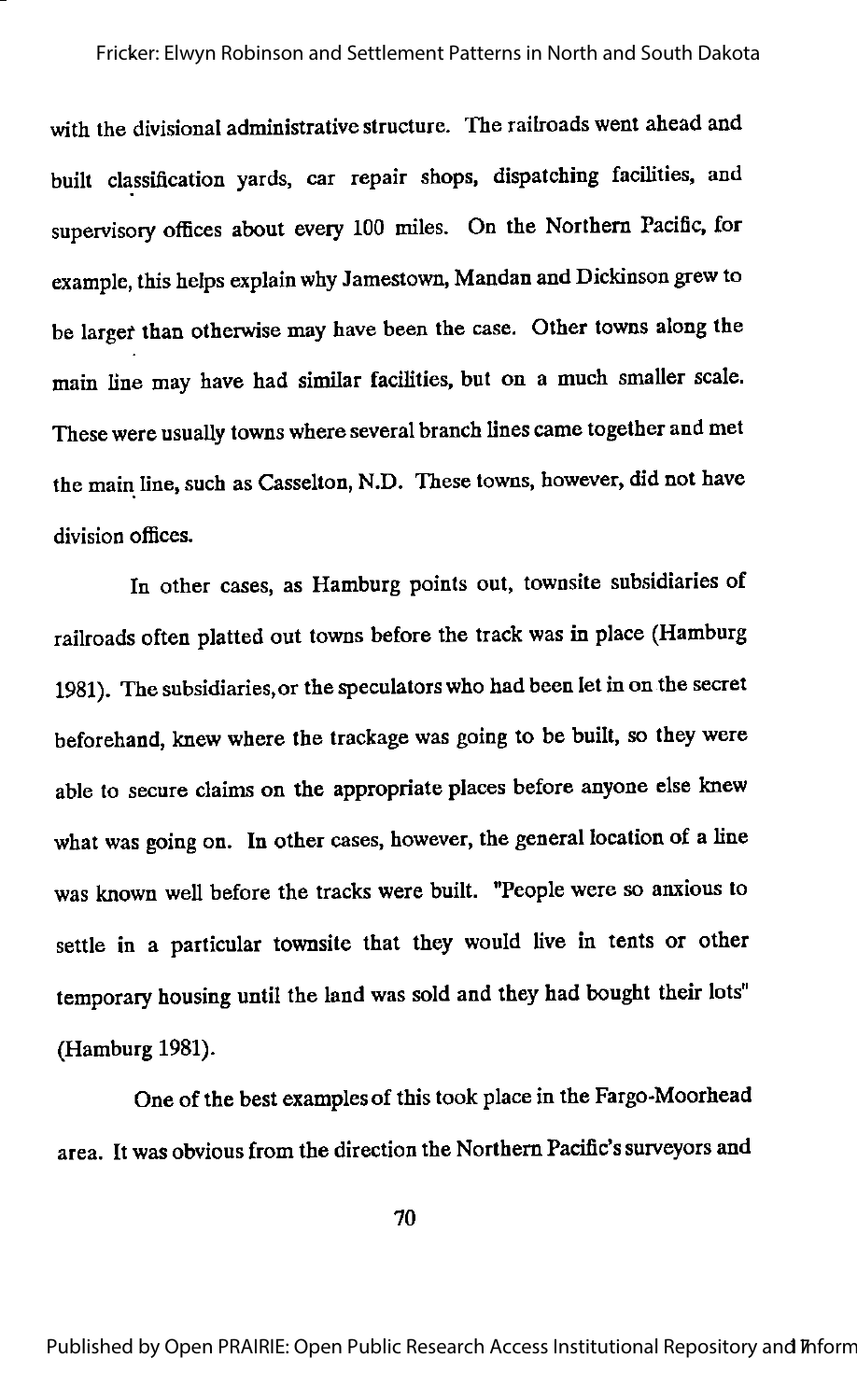with the divisional administrative structure. The railroads went ahead and built classification yards, car repair shops, dispatching facilities, and supervisory offices about every 100 miles. On the Northern Pacific, for example, this helps explain why Jamestown, Mandan and Dickinson grew to be larger than otherwise may have been the case. Other towns along the main line may have had similar facilities, but on a much smaller scale. These were usually towns where several branch lines came together and met the main line, such as Casselton, N.D. These towns, however, did not have division offices.

In other cases, as Hamburg points out, townsite subsidiaries of railroads often platted out towns before the track was in place (Hamburg 1981). The subsidiaries, or the speculators who had been let in on the secret beforehand, knew where the trackage was going to be built, so they were able to secure claims on the appropriate places before anyone else knew what was going on. In other cases, however, the general location of a line was known well before the tracks were built. "People were so anxious to settle in a particular townsite that they would live in tents or other temporary housing until the land was sold and they had bought their lots" (Hamburg 1981).

One of the best examples of this took place in the Fargo-Moorhead area. It was obvious from the direction the Northern Pacific's surveyors and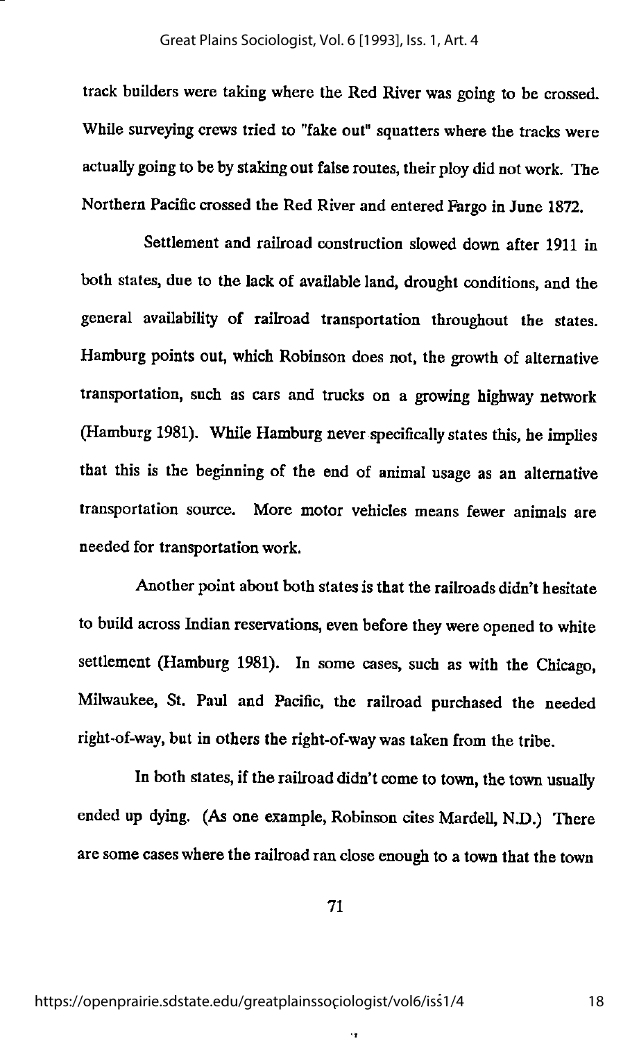track builders were taking where the Red River was going to be crossed. While surveying crews tried to "fake out" squatters where the tracks were actually going to be by staking out false routes, their ploy did not work. The Northern Pacific crossed the Red River and entered Fargo in June 1872.

Settlement and railroad construction slowed down after 1911 in both states, due to the lack of available land, drought conditions, and the general availability of railroad transportation throughout the states. Hamburg points out, which Robinson does not, the growth of alternative transportation, such as cars and trucks on a growing highway network (Hamburg 1981). While Hamburg never specifically states this, he implies that this is the beginning of the end of animal usage as an alternative transportation source. More motor vehicles means fewer animals are needed for transportation work.

Another point about both states is that the railroads didn't hesitate to build across Indian reservations, even before they were opened to white settlement (Hamburg 1981). In some cases, such as with the Chicago, Milwaukee, St. Paul and Pacific, the railroad purchased the needed right-of-way, but in others the right-of-way was taken from the tribe.

In both states, if the railroad didn't come to town, the town usually ended up dying. (As one example, Robinson cites Mardell, N.D.) There are some cases where the railroad ran close enough to a town that the town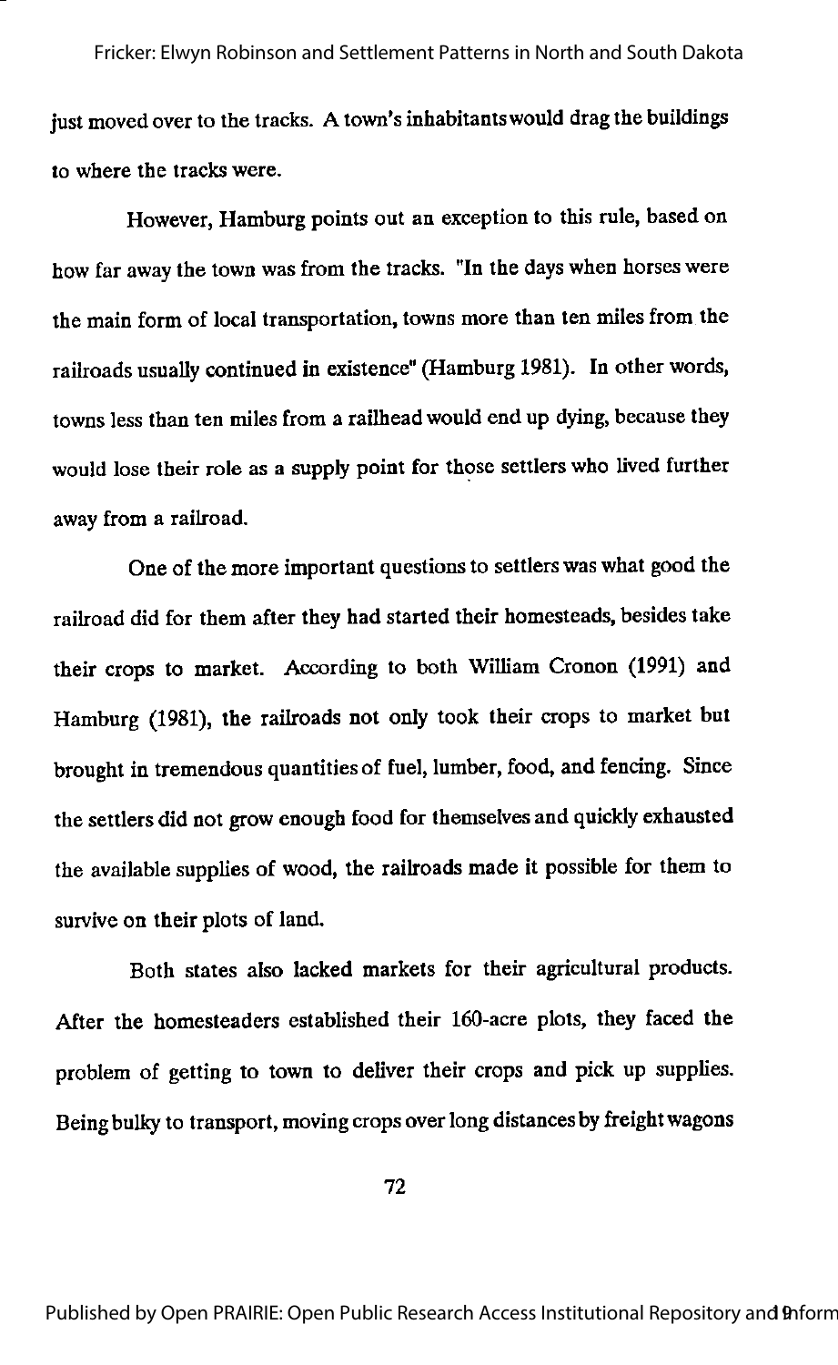just moved over to the tracks. A town's inhabitants would drag the buildings to where the tracks were.

However, Hamburg points out an exception to this rule, based on how far away the town was from the tracks. "In the days when horses were the main form of local transportation, towns more than ten miles from the railroads usually continued in existence" (Hamburg 1981). In other words, towns less than ten miles from a railhead would end up dying, because they would lose their role as a supply point for those settlers who lived further away from a railroad.

One of the more important questions to settlers was what good the railroad did for them after they had started their homesteads, besides take their crops to market. According to both William Cronon (1991) and Hamburg (1981), the railroads not only took their crops to market but brought in tremendous quantities of fuel, lumber, food, and fencing. Since the settlers did not grow enough food for themselves and quickly exhausted the available supplies of wood, the railroads made it possible for them to survive on their plots of land.

Both states also lacked markets for their agricultural products. After the homesteaders established their 160-acre plots, they faced the problem of getting to town to deliver their crops and pick up supplies. Being bulky to transport, moving crops over long distances by freight wagons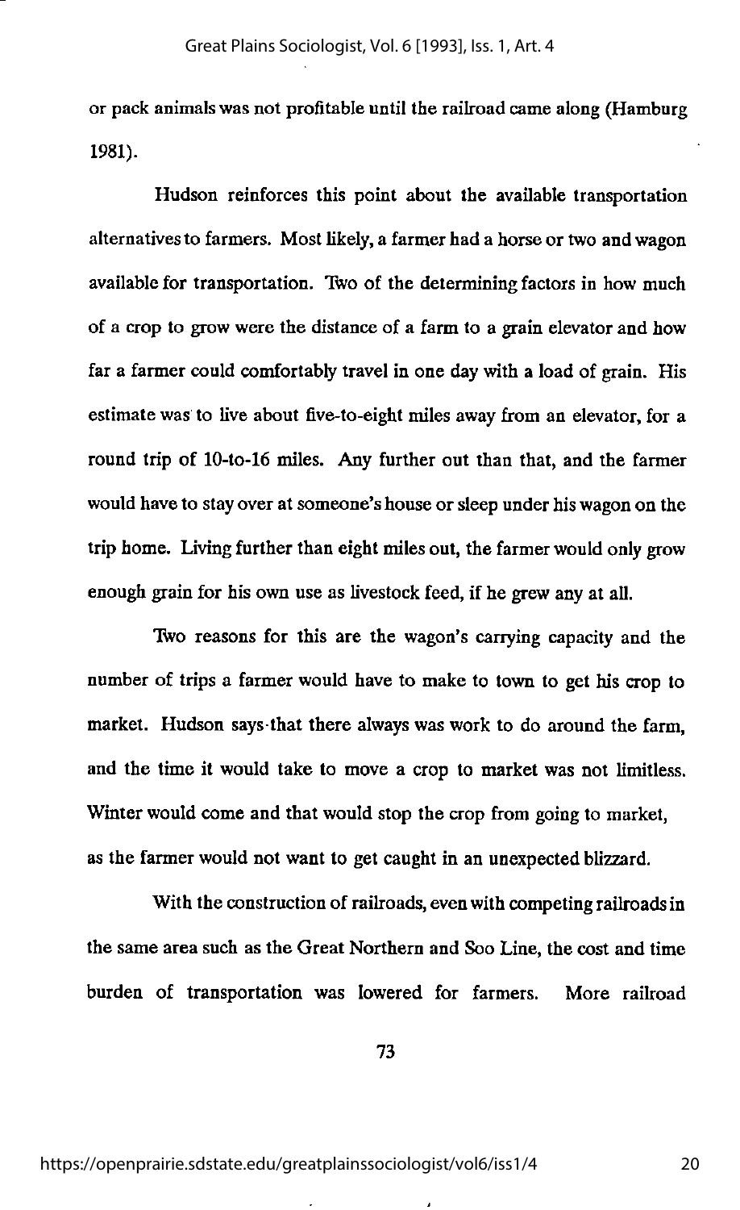or pack animals was not profitable until the railroad came along (Hamburg 1981).

Hudson reinforces this point about the available transportation alternatives to farmers. Most likely, a farmer had a horse or two and wagon available for transportation. Two of the determining factors in how much of a crop to grow were the distance of a farm to a grain elevator and how far a farmer could comfortably travel in one day with a load of grain. His estimate was to live about five-to-eight miles away from an elevator, for a round trip of 10-to-16 miles. Any further out than that, and the farmer would have to stay over at someone's house or sleep under his wagon on the trip home. Living further than eight miles out, the farmer would only grow enough grain for his own use as livestock feed, if he grew any at all.

Two reasons for this are the wagon's carrying capacity and the number of trips a farmer would have to make to town to get his crop to market. Hudson says that there always was work to do around the farm, and the time it would take to move a crop to market was not limitless. Winter would come and that would stop the crop from going to market, as the farmer would not want to get caught in an unexpected blizzard.

With the construction of railroads, even with competing railroads in the same area such as the Great Northern and Soo Line, the cost and time burden of transportation was lowered for farmers. More railroad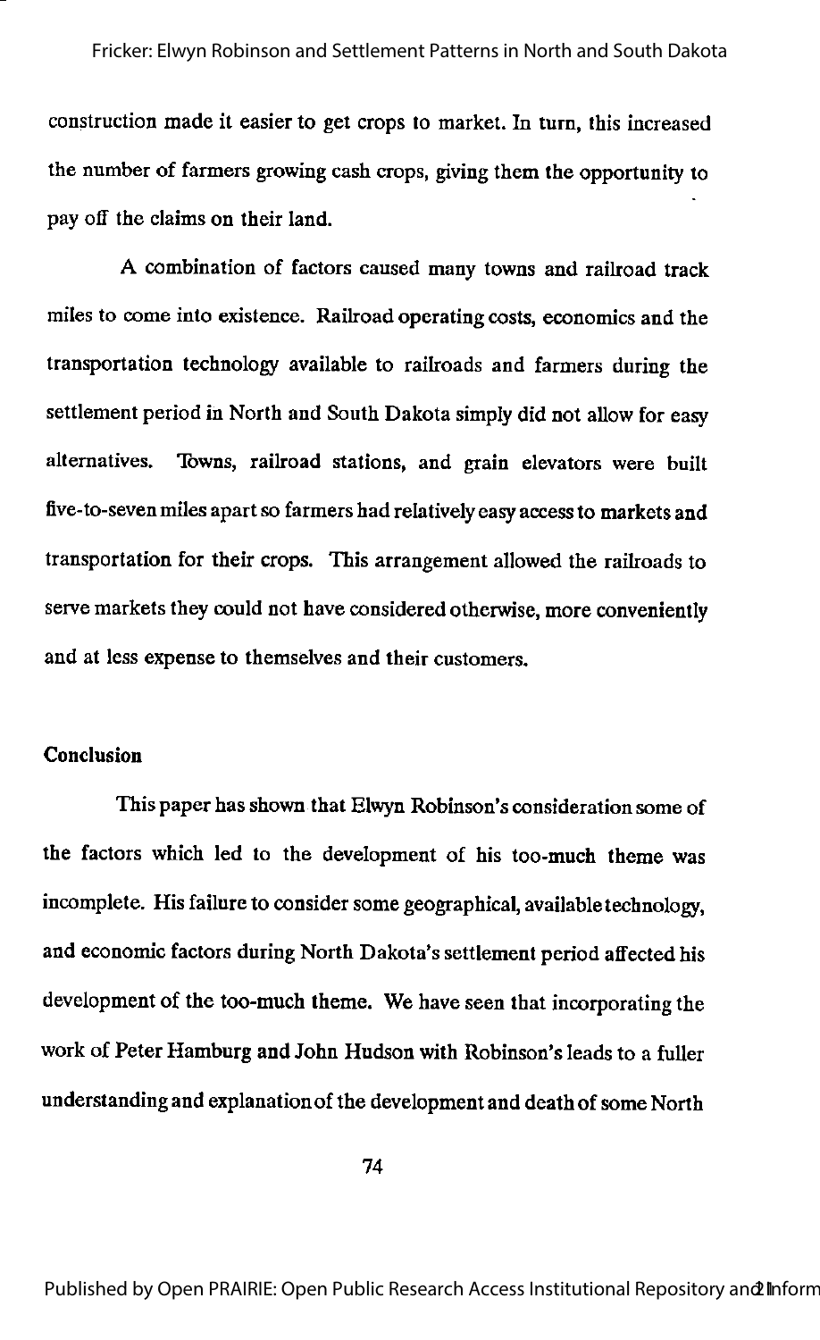construction made it easier to get crops to market. In turn, this increased the number of farmers growing cash crops, giving them the opportunity to pay off the claims on their land.

A combination of factors caused many towns and railroad track miles to come into existence. Railroad operating costs, economics and the transportation technology available to railroads and farmers during the settlement period in North and South Dakota simply did not allow for easy alternatives. Towns, railroad stations, and grain elevators were built five-to-seven miles apart so farmers had relatively easy access to markets and transportation for their crops. This arrangement allowed the railroads to serve markets they could not have considered otherwise, more conveniently and at less expense to themselves and their customers.

## Conclusion

This paper has shown that Elwyn Robinson's consideration some of the factors which led to the development of his too-much theme was incomplete. His failure to consider some geographical, available technology, and economic factors during North Dakota's settlement period affected his development of the too-much theme. We have seen that incorporating the work of Peter Hamburg and John Hudson with Robinson's leads to a fuller understanding and explanation of the development and death of some North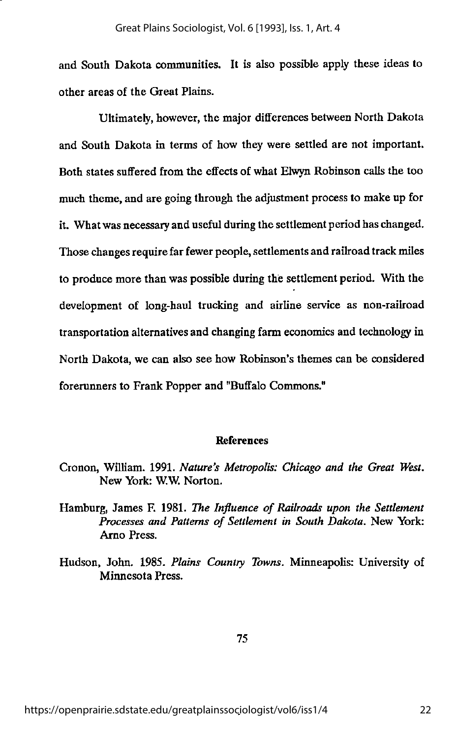and South Dakota communities. It is also possible apply these ideas to other areas of the Great Plains.

Ultimately, however, the major differences between North Dakota and South Dakota in terms of how they were settled are not important. Both states suffered from the effects of what Elwyn Robinson calls the too much theme, and are going through the adjustment process to make up for it. What was necessary and useful during the settlement period has changed. Those changes require far fewer people, settlements and railroad track miles to produce more than was possible during the settlement period. With the development of long-haul trucking and airline service as non-railroad transportation alternatives and changing farm economics and technology in North Dakota, we can also see how Robinson's themes can be considered forerunners to Frank Popper and "Buffalo Commons."

## References

Cronon, William. 1991. *Nature's Metropolis: Chicago and the Great West*. New York: W.W. Norton.

Hamburg, James F. 1981. *The Influence of Railroads upon the Settlement Processes and Patterns of Settlement in South Dakota*. New York: Arno Press.

Hudson, John. 1985. *Plains Country Towns*. Minneapolis: University of Minnesota Press.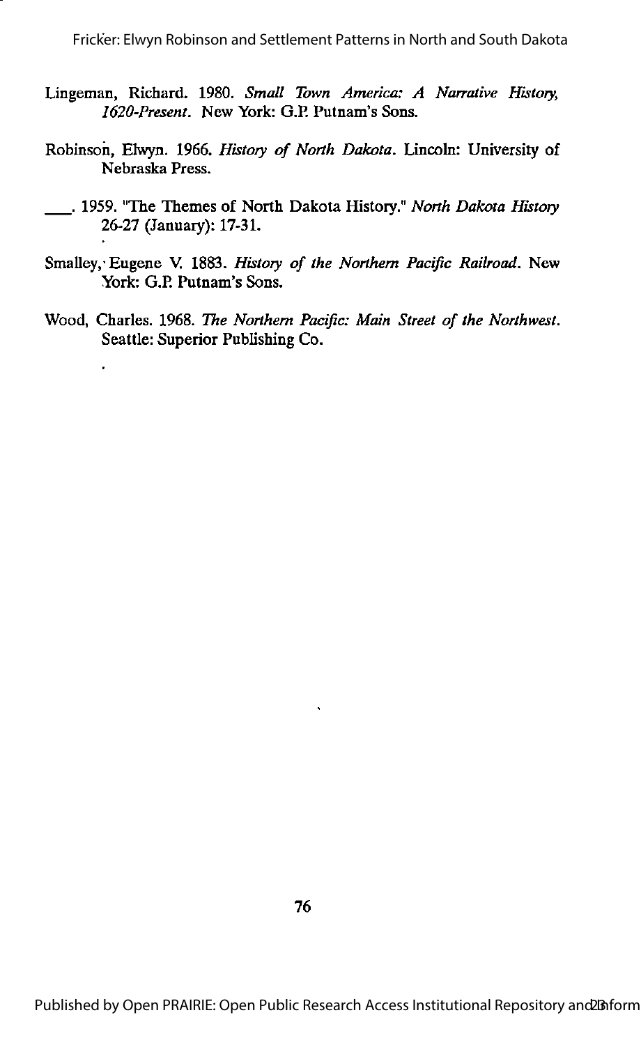Lingeman, Richard. 1980. *Small Town America: A Narrative History, 1620-Present*. New York: G.P. Putnam's Sons.

Robinson, Elwyn. 1966. *History of North Dakota*. Lincoln: University of Nebraska Press.

\_\_\_. 1959. "The Themes of North Dakota History." *North Dakota History* 26-27 (January): 17-31.

Smalley, Eugene V. 1883. *History of the Northern Pacific Railroad*. New York: G.P. Putnam's Sons.

Wood, Charles. 1968. *The Northern Pacific: Main Street of the Northwest*. Seattle: Superior Publishing Co.